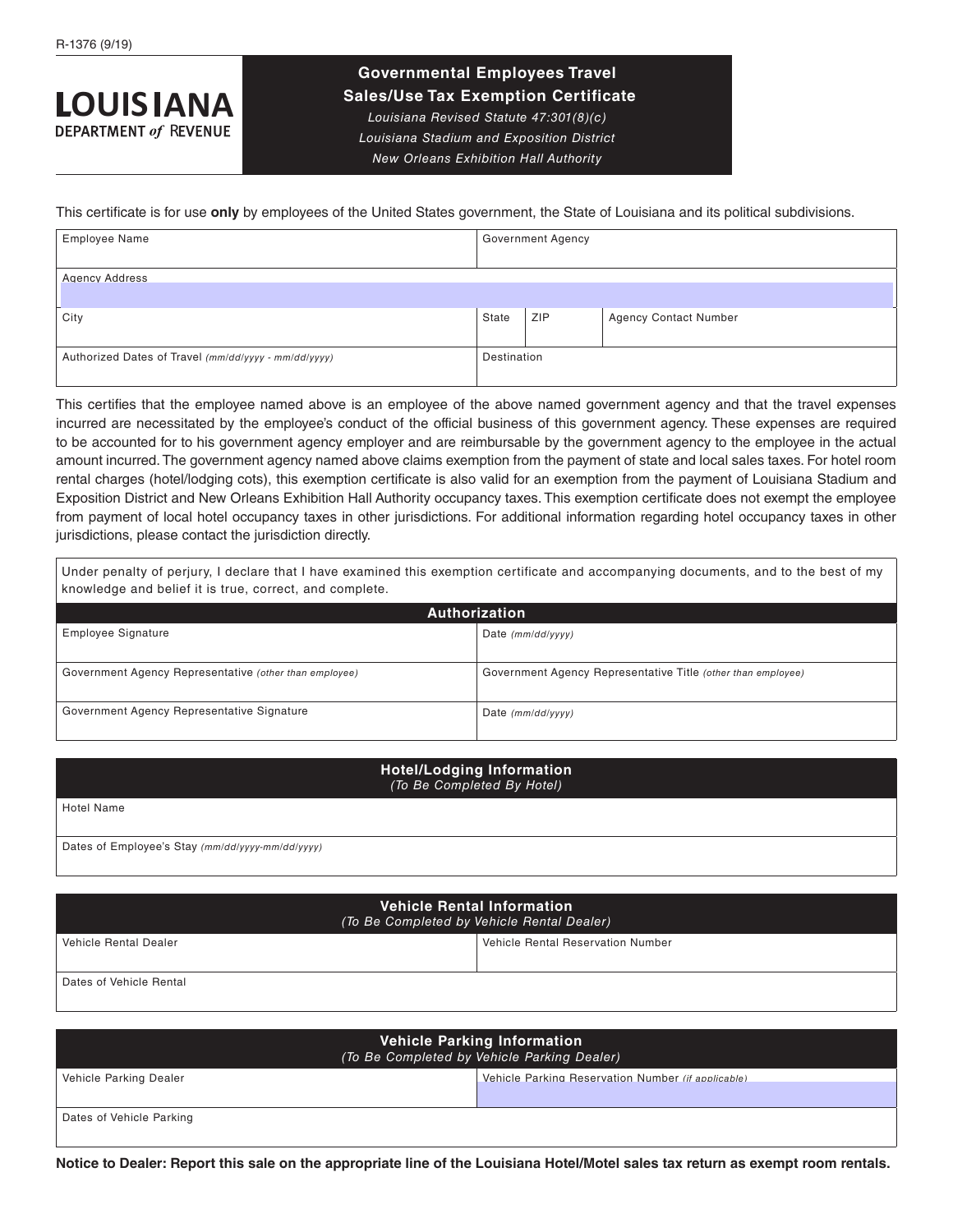R-1376 (9/19)

**LOUISIANA**
**DEPARTMENT of REVENUE**

# Governmental Employees Travel Sales/Use Tax Exemption Certificate

*Louisiana Revised Statute 47:301(8)(c)*
*Louisiana Stadium and Exposition District*
*New Orleans Exhibition Hall Authority*

This certificate is for use **only** by employees of the United States government, the State of Louisiana and its political subdivisions.

| | | | |
|---|---|---|---|
| Employee Name | Government Agency | | |
| Agency Address | | | |
| City | State | ZIP | Agency Contact Number |
| Authorized Dates of Travel *(mm/dd/yyyy - mm/dd/yyyy)* | Destination | | |

This certifies that the employee named above is an employee of the above named government agency and that the travel expenses incurred are necessitated by the employee's conduct of the official business of this government agency. These expenses are required to be accounted for to his government agency employer and are reimbursable by the government agency to the employee in the actual amount incurred. The government agency named above claims exemption from the payment of state and local sales taxes. For hotel room rental charges (hotel/lodging cots), this exemption certificate is also valid for an exemption from the payment of Louisiana Stadium and Exposition District and New Orleans Exhibition Hall Authority occupancy taxes. This exemption certificate does not exempt the employee from payment of local hotel occupancy taxes in other jurisdictions. For additional information regarding hotel occupancy taxes in other jurisdictions, please contact the jurisdiction directly.

Under penalty of perjury, I declare that I have examined this exemption certificate and accompanying documents, and to the best of my knowledge and belief it is true, correct, and complete.

## Authorization

| | |
|---|---|
| Employee Signature | Date *(mm/dd/yyyy)* |
| Government Agency Representative *(other than employee)* | Government Agency Representative Title *(other than employee)* |
| Government Agency Representative Signature | Date *(mm/dd/yyyy)* |

## Hotel/Lodging Information

*(To Be Completed By Hotel)*

| |
|---|
| Hotel Name |
| Dates of Employee's Stay *(mm/dd/yyyy-mm/dd/yyyy)* |

## Vehicle Rental Information

*(To Be Completed by Vehicle Rental Dealer)*

| | |
|---|---|
| Vehicle Rental Dealer | Vehicle Rental Reservation Number |
| Dates of Vehicle Rental | |

## Vehicle Parking Information

*(To Be Completed by Vehicle Parking Dealer)*

| | |
|---|---|
| Vehicle Parking Dealer | Vehicle Parking Reservation Number *(if applicable)* |
| Dates of Vehicle Parking | |

**Notice to Dealer: Report this sale on the appropriate line of the Louisiana Hotel/Motel sales tax return as exempt room rentals.**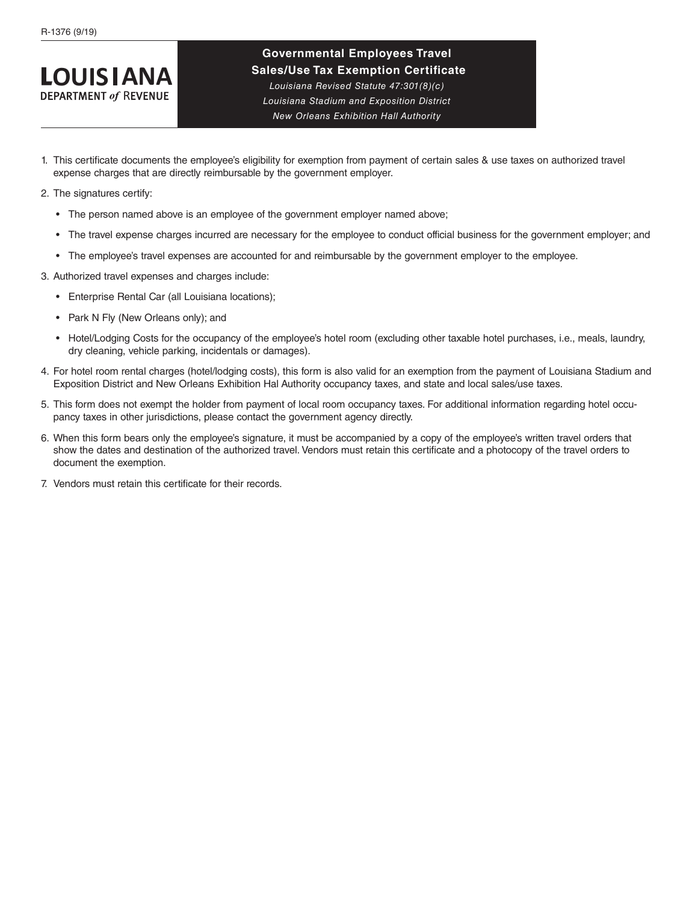R-1376 (9/19)

LOUISIANA
DEPARTMENT *of* REVENUE

# Governmental Employees Travel Sales/Use Tax Exemption Certificate

*Louisiana Revised Statute 47:301(8)(c)*
*Louisiana Stadium and Exposition District*
*New Orleans Exhibition Hall Authority*

1. This certificate documents the employee's eligibility for exemption from payment of certain sales & use taxes on authorized travel expense charges that are directly reimbursable by the government employer.
2. The signatures certify:
   - The person named above is an employee of the government employer named above;
   - The travel expense charges incurred are necessary for the employee to conduct official business for the government employer; and
   - The employee's travel expenses are accounted for and reimbursable by the government employer to the employee.
3. Authorized travel expenses and charges include:
   - Enterprise Rental Car (all Louisiana locations);
   - Park N Fly (New Orleans only); and
   - Hotel/Lodging Costs for the occupancy of the employee's hotel room (excluding other taxable hotel purchases, i.e., meals, laundry, dry cleaning, vehicle parking, incidentals or damages).
4. For hotel room rental charges (hotel/lodging costs), this form is also valid for an exemption from the payment of Louisiana Stadium and Exposition District and New Orleans Exhibition Hal Authority occupancy taxes, and state and local sales/use taxes.
5. This form does not exempt the holder from payment of local room occupancy taxes. For additional information regarding hotel occupancy taxes in other jurisdictions, please contact the government agency directly.
6. When this form bears only the employee's signature, it must be accompanied by a copy of the employee's written travel orders that show the dates and destination of the authorized travel. Vendors must retain this certificate and a photocopy of the travel orders to document the exemption.
7. Vendors must retain this certificate for their records.